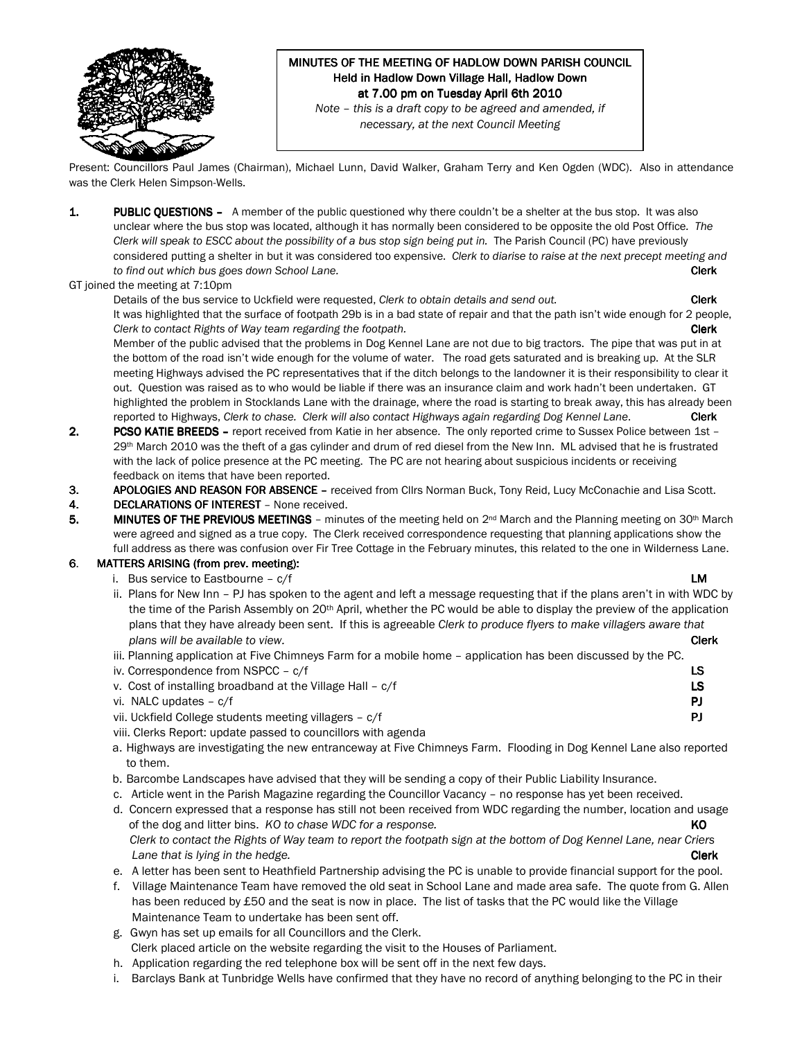# MINUTES OF THE MEETING OF HADLOW DOWN PARISH COUNCIL

**Held in Hadlow Down Village Hall, Hadlow Down**
**at 7.00 pm on Tuesday April 6th 2010**

*Note – this is a draft copy to be agreed and amended, if necessary, at the next Council Meeting*

Present: Councillors Paul James (Chairman), Michael Lunn, David Walker, Graham Terry and Ken Ogden (WDC). Also in attendance was the Clerk Helen Simpson-Wells.

1. **PUBLIC QUESTIONS –** A member of the public questioned why there couldn't be a shelter at the bus stop. It was also unclear where the bus stop was located, although it has normally been considered to be opposite the old Post Office. *The Clerk will speak to ESCC about the possibility of a bus stop sign being put in.* The Parish Council (PC) have previously considered putting a shelter in but it was considered too expensive. *Clerk to diarise to raise at the next precept meeting and to find out which bus goes down School Lane.* **Clerk**

GT joined the meeting at 7:10pm

Details of the bus service to Uckfield were requested, *Clerk to obtain details and send out.* **Clerk**

It was highlighted that the surface of footpath 29b is in a bad state of repair and that the path isn't wide enough for 2 people, *Clerk to contact Rights of Way team regarding the footpath.* **Clerk**

Member of the public advised that the problems in Dog Kennel Lane are not due to big tractors. The pipe that was put in at the bottom of the road isn't wide enough for the volume of water. The road gets saturated and is breaking up. At the SLR meeting Highways advised the PC representatives that if the ditch belongs to the landowner it is their responsibility to clear it out. Question was raised as to who would be liable if there was an insurance claim and work hadn't been undertaken. GT highlighted the problem in Stocklands Lane with the drainage, where the road is starting to break away, this has already been reported to Highways, *Clerk to chase. Clerk will also contact Highways again regarding Dog Kennel Lane.* **Clerk**

2. **PCSO KATIE BREEDS –** report received from Katie in her absence. The only reported crime to Sussex Police between 1st – 29th March 2010 was the theft of a gas cylinder and drum of red diesel from the New Inn. ML advised that he is frustrated with the lack of police presence at the PC meeting. The PC are not hearing about suspicious incidents or receiving feedback on items that have been reported.
3. **APOLOGIES AND REASON FOR ABSENCE –** received from Cllrs Norman Buck, Tony Reid, Lucy McConachie and Lisa Scott.
4. **DECLARATIONS OF INTEREST** – None received.
5. **MINUTES OF THE PREVIOUS MEETINGS** – minutes of the meeting held on 2nd March and the Planning meeting on 30th March were agreed and signed as a true copy. The Clerk received correspondence requesting that planning applications show the full address as there was confusion over Fir Tree Cottage in the February minutes, this related to the one in Wilderness Lane.
6. **MATTERS ARISING (from prev. meeting):**
   - i. Bus service to Eastbourne – c/f **LM**
   - ii. Plans for New Inn – PJ has spoken to the agent and left a message requesting that if the plans aren't in with WDC by the time of the Parish Assembly on 20th April, whether the PC would be able to display the preview of the application plans that they have already been sent. If this is agreeable *Clerk to produce flyers to make villagers aware that plans will be available to view.* **Clerk**
   - iii. Planning application at Five Chimneys Farm for a mobile home – application has been discussed by the PC.
   - iv. Correspondence from NSPCC – c/f **LS**
   - v. Cost of installing broadband at the Village Hall – c/f **LS**
   - vi. NALC updates – c/f **PJ**
   - vii. Uckfield College students meeting villagers – c/f **PJ**
   - viii. Clerks Report: update passed to councillors with agenda
     - a. Highways are investigating the new entranceway at Five Chimneys Farm. Flooding in Dog Kennel Lane also reported to them.
     - b. Barcombe Landscapes have advised that they will be sending a copy of their Public Liability Insurance.
     - c. Article went in the Parish Magazine regarding the Councillor Vacancy – no response has yet been received.
     - d. Concern expressed that a response has still not been received from WDC regarding the number, location and usage of the dog and litter bins. *KO to chase WDC for a response.* **KO**
       *Clerk to contact the Rights of Way team to report the footpath sign at the bottom of Dog Kennel Lane, near Criers Lane that is lying in the hedge.* **Clerk**
     - e. A letter has been sent to Heathfield Partnership advising the PC is unable to provide financial support for the pool.
     - f. Village Maintenance Team have removed the old seat in School Lane and made area safe. The quote from G. Allen has been reduced by £50 and the seat is now in place. The list of tasks that the PC would like the Village Maintenance Team to undertake has been sent off.
     - g. Gwyn has set up emails for all Councillors and the Clerk.
       Clerk placed article on the website regarding the visit to the Houses of Parliament.
     - h. Application regarding the red telephone box will be sent off in the next few days.
     - i. Barclays Bank at Tunbridge Wells have confirmed that they have no record of anything belonging to the PC in their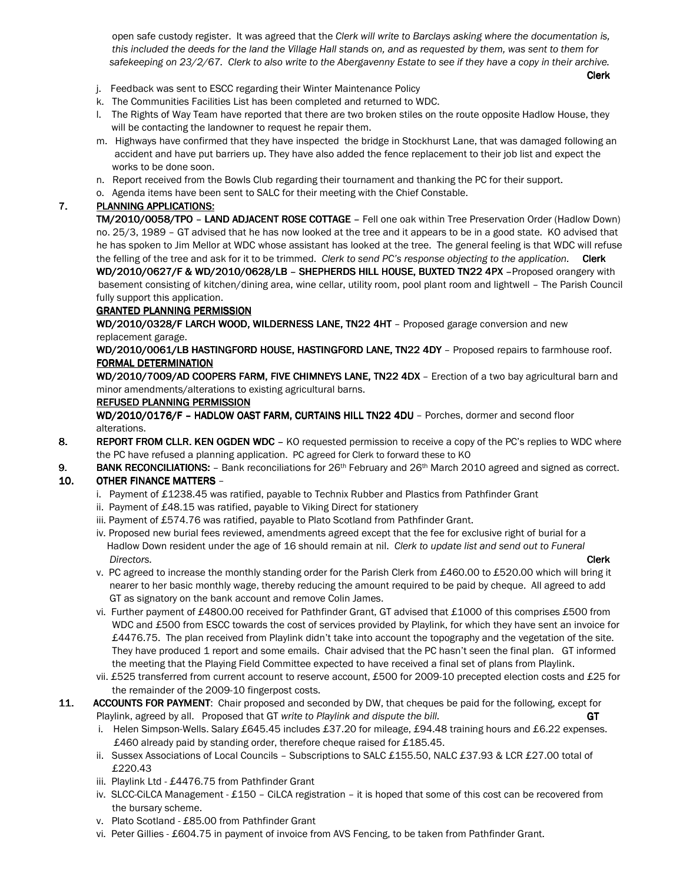open safe custody register. It was agreed that the *Clerk will write to Barclays asking where the documentation is, this included the deeds for the land the Village Hall stands on, and as requested by them, was sent to them for safekeeping on 23/2/67. Clerk to also write to the Abergavenny Estate to see if they have a copy in their archive.* **Clerk**

j. Feedback was sent to ESCC regarding their Winter Maintenance Policy
k. The Communities Facilities List has been completed and returned to WDC.
l. The Rights of Way Team have reported that there are two broken stiles on the route opposite Hadlow House, they will be contacting the landowner to request he repair them.
m. Highways have confirmed that they have inspected the bridge in Stockhurst Lane, that was damaged following an accident and have put barriers up. They have also added the fence replacement to their job list and expect the works to be done soon.
n. Report received from the Bowls Club regarding their tournament and thanking the PC for their support.
o. Agenda items have been sent to SALC for their meeting with the Chief Constable.

**7. PLANNING APPLICATIONS:**

**TM/2010/0058/TPO – LAND ADJACENT ROSE COTTAGE** – Fell one oak within Tree Preservation Order (Hadlow Down) no. 25/3, 1989 – GT advised that he has now looked at the tree and it appears to be in a good state. KO advised that he has spoken to Jim Mellor at WDC whose assistant has looked at the tree. The general feeling is that WDC will refuse the felling of the tree and ask for it to be trimmed. *Clerk to send PC's response objecting to the application.* **Clerk**

**WD/2010/0627/F & WD/2010/0628/LB – SHEPHERDS HILL HOUSE, BUXTED TN22 4PX** –Proposed orangery with basement consisting of kitchen/dining area, wine cellar, utility room, pool plant room and lightwell – The Parish Council fully support this application.

**GRANTED PLANNING PERMISSION**

**WD/2010/0328/F LARCH WOOD, WILDERNESS LANE, TN22 4HT** – Proposed garage conversion and new replacement garage.

**WD/2010/0061/LB HASTINGFORD HOUSE, HASTINGFORD LANE, TN22 4DY** – Proposed repairs to farmhouse roof.

**FORMAL DETERMINATION**

**WD/2010/7009/AD COOPERS FARM, FIVE CHIMNEYS LANE, TN22 4DX** – Erection of a two bay agricultural barn and minor amendments/alterations to existing agricultural barns.

**REFUSED PLANNING PERMISSION**

**WD/2010/0176/F – HADLOW OAST FARM, CURTAINS HILL TN22 4DU** – Porches, dormer and second floor alterations.

**8. REPORT FROM CLLR. KEN OGDEN WDC** – KO requested permission to receive a copy of the PC's replies to WDC where the PC have refused a planning application. PC agreed for Clerk to forward these to KO

**9. BANK RECONCILIATIONS:** – Bank reconciliations for 26th February and 26th March 2010 agreed and signed as correct.

**10. OTHER FINANCE MATTERS** –

i. Payment of £1238.45 was ratified, payable to Technix Rubber and Plastics from Pathfinder Grant
ii. Payment of £48.15 was ratified, payable to Viking Direct for stationery
iii. Payment of £574.76 was ratified, payable to Plato Scotland from Pathfinder Grant.
iv. Proposed new burial fees reviewed, amendments agreed except that the fee for exclusive right of burial for a Hadlow Down resident under the age of 16 should remain at nil. *Clerk to update list and send out to Funeral Directors.* **Clerk**
v. PC agreed to increase the monthly standing order for the Parish Clerk from £460.00 to £520.00 which will bring it nearer to her basic monthly wage, thereby reducing the amount required to be paid by cheque. All agreed to add GT as signatory on the bank account and remove Colin James.
vi. Further payment of £4800.00 received for Pathfinder Grant, GT advised that £1000 of this comprises £500 from WDC and £500 from ESCC towards the cost of services provided by Playlink, for which they have sent an invoice for £4476.75. The plan received from Playlink didn't take into account the topography and the vegetation of the site. They have produced 1 report and some emails. Chair advised that the PC hasn't seen the final plan. GT informed the meeting that the Playing Field Committee expected to have received a final set of plans from Playlink.
vii. £525 transferred from current account to reserve account, £500 for 2009-10 precepted election costs and £25 for the remainder of the 2009-10 fingerpost costs.

**11. ACCOUNTS FOR PAYMENT**: Chair proposed and seconded by DW, that cheques be paid for the following, except for Playlink, agreed by all. Proposed that GT *write to Playlink and dispute the bill.* **GT**

i. Helen Simpson-Wells. Salary £645.45 includes £37.20 for mileage, £94.48 training hours and £6.22 expenses. £460 already paid by standing order, therefore cheque raised for £185.45.
ii. Sussex Associations of Local Councils – Subscriptions to SALC £155.50, NALC £37.93 & LCR £27.00 total of £220.43
iii. Playlink Ltd - £4476.75 from Pathfinder Grant
iv. SLCC-CiLCA Management - £150 – CiLCA registration – it is hoped that some of this cost can be recovered from the bursary scheme.
v. Plato Scotland - £85.00 from Pathfinder Grant
vi. Peter Gillies - £604.75 in payment of invoice from AVS Fencing, to be taken from Pathfinder Grant.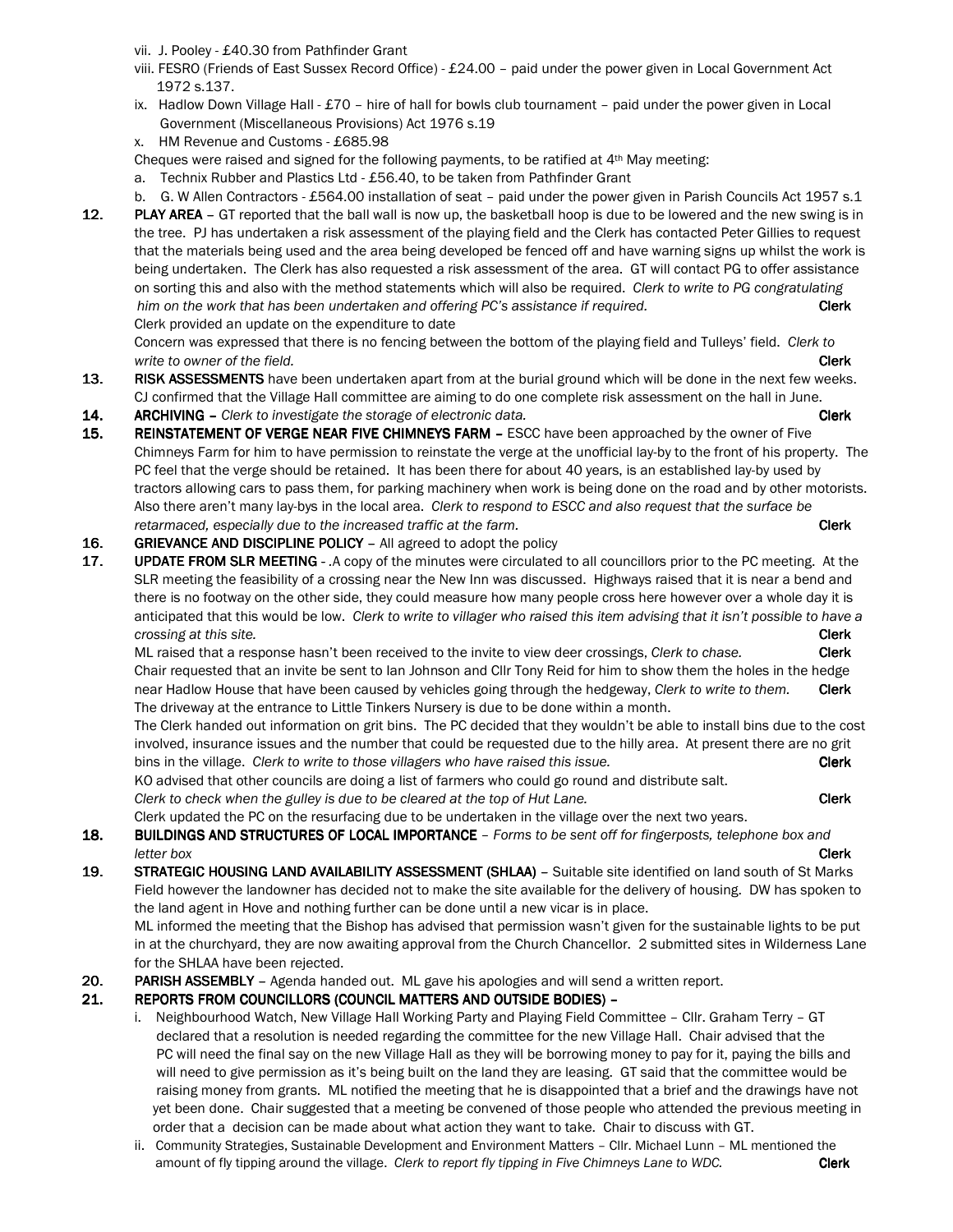vii. J. Pooley - £40.30 from Pathfinder Grant

viii. FESRO (Friends of East Sussex Record Office) - £24.00 – paid under the power given in Local Government Act 1972 s.137.

ix. Hadlow Down Village Hall - £70 – hire of hall for bowls club tournament – paid under the power given in Local Government (Miscellaneous Provisions) Act 1976 s.19

x. HM Revenue and Customs - £685.98

Cheques were raised and signed for the following payments, to be ratified at 4th May meeting:

a. Technix Rubber and Plastics Ltd - £56.40, to be taken from Pathfinder Grant

b. G. W Allen Contractors - £564.00 installation of seat – paid under the power given in Parish Councils Act 1957 s.1

**12.** **PLAY AREA** – GT reported that the ball wall is now up, the basketball hoop is due to be lowered and the new swing is in the tree. PJ has undertaken a risk assessment of the playing field and the Clerk has contacted Peter Gillies to request that the materials being used and the area being developed be fenced off and have warning signs up whilst the work is being undertaken. The Clerk has also requested a risk assessment of the area. GT will contact PG to offer assistance on sorting this and also with the method statements which will also be required. *Clerk to write to PG congratulating him on the work that has been undertaken and offering PC's assistance if required.* **Clerk**

Clerk provided an update on the expenditure to date

Concern was expressed that there is no fencing between the bottom of the playing field and Tulleys' field. *Clerk to write to owner of the field.* **Clerk**

**13.** **RISK ASSESSMENTS** have been undertaken apart from at the burial ground which will be done in the next few weeks. CJ confirmed that the Village Hall committee are aiming to do one complete risk assessment on the hall in June.

**14.** **ARCHIVING** – *Clerk to investigate the storage of electronic data.* **Clerk**

**15.** **REINSTATEMENT OF VERGE NEAR FIVE CHIMNEYS FARM** – ESCC have been approached by the owner of Five Chimneys Farm for him to have permission to reinstate the verge at the unofficial lay-by to the front of his property. The PC feel that the verge should be retained. It has been there for about 40 years, is an established lay-by used by tractors allowing cars to pass them, for parking machinery when work is being done on the road and by other motorists. Also there aren't many lay-bys in the local area. *Clerk to respond to ESCC and also request that the surface be retarmaced, especially due to the increased traffic at the farm.* **Clerk**

**16.** **GRIEVANCE AND DISCIPLINE POLICY** – All agreed to adopt the policy

**17.** **UPDATE FROM SLR MEETING** - .A copy of the minutes were circulated to all councillors prior to the PC meeting. At the SLR meeting the feasibility of a crossing near the New Inn was discussed. Highways raised that it is near a bend and there is no footway on the other side, they could measure how many people cross here however over a whole day it is anticipated that this would be low. *Clerk to write to villager who raised this item advising that it isn't possible to have a crossing at this site.* **Clerk**

ML raised that a response hasn't been received to the invite to view deer crossings, *Clerk to chase.* **Clerk**

Chair requested that an invite be sent to Ian Johnson and Cllr Tony Reid for him to show them the holes in the hedge near Hadlow House that have been caused by vehicles going through the hedgeway, *Clerk to write to them.* **Clerk**

The driveway at the entrance to Little Tinkers Nursery is due to be done within a month.

The Clerk handed out information on grit bins. The PC decided that they wouldn't be able to install bins due to the cost involved, insurance issues and the number that could be requested due to the hilly area. At present there are no grit bins in the village. *Clerk to write to those villagers who have raised this issue.* **Clerk**

KO advised that other councils are doing a list of farmers who could go round and distribute salt.

*Clerk to check when the gulley is due to be cleared at the top of Hut Lane.* **Clerk**

Clerk updated the PC on the resurfacing due to be undertaken in the village over the next two years.

**18.** **BUILDINGS AND STRUCTURES OF LOCAL IMPORTANCE** – *Forms to be sent off for fingerposts, telephone box and letter box* **Clerk**

**19.** **STRATEGIC HOUSING LAND AVAILABILITY ASSESSMENT (SHLAA)** – Suitable site identified on land south of St Marks Field however the landowner has decided not to make the site available for the delivery of housing. DW has spoken to the land agent in Hove and nothing further can be done until a new vicar is in place.

ML informed the meeting that the Bishop has advised that permission wasn't given for the sustainable lights to be put in at the churchyard, they are now awaiting approval from the Church Chancellor. 2 submitted sites in Wilderness Lane for the SHLAA have been rejected.

**20.** **PARISH ASSEMBLY** – Agenda handed out. ML gave his apologies and will send a written report.

**21.** **REPORTS FROM COUNCILLORS (COUNCIL MATTERS AND OUTSIDE BODIES)** –

i. Neighbourhood Watch, New Village Hall Working Party and Playing Field Committee – Cllr. Graham Terry – GT declared that a resolution is needed regarding the committee for the new Village Hall. Chair advised that the PC will need the final say on the new Village Hall as they will be borrowing money to pay for it, paying the bills and will need to give permission as it's being built on the land they are leasing. GT said that the committee would be raising money from grants. ML notified the meeting that he is disappointed that a brief and the drawings have not yet been done. Chair suggested that a meeting be convened of those people who attended the previous meeting in order that a decision can be made about what action they want to take. Chair to discuss with GT.

ii. Community Strategies, Sustainable Development and Environment Matters – Cllr. Michael Lunn – ML mentioned the amount of fly tipping around the village. *Clerk to report fly tipping in Five Chimneys Lane to WDC.* **Clerk**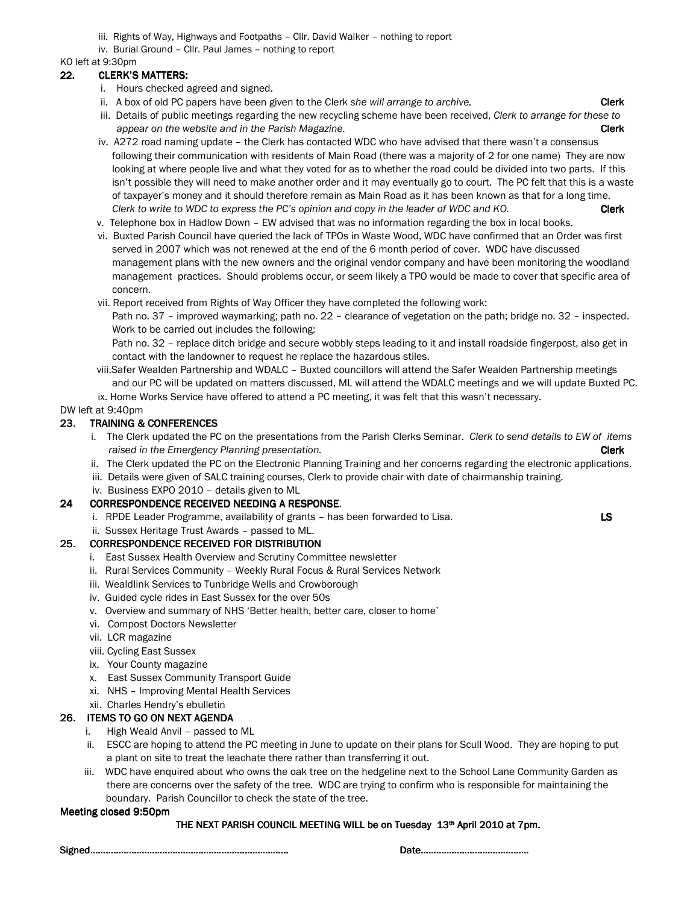iii. Rights of Way, Highways and Footpaths – Cllr. David Walker – nothing to report
iv. Burial Ground – Cllr. Paul James – nothing to report

KO left at 9:30pm

**22. CLERK'S MATTERS:**

i. Hours checked agreed and signed.

ii. A box of old PC papers have been given to the Clerk *she will arrange to archive.* **Clerk**

iii. Details of public meetings regarding the new recycling scheme have been received, *Clerk to arrange for these to appear on the website and in the Parish Magazine.* **Clerk**

iv. A272 road naming update – the Clerk has contacted WDC who have advised that there wasn't a consensus following their communication with residents of Main Road (there was a majority of 2 for one name) They are now looking at where people live and what they voted for as to whether the road could be divided into two parts. If this isn't possible they will need to make another order and it may eventually go to court. The PC felt that this is a waste of taxpayer's money and it should therefore remain as Main Road as it has been known as that for a long time. *Clerk to write to WDC to express the PC's opinion and copy in the leader of WDC and KO.* **Clerk**

v. Telephone box in Hadlow Down – EW advised that was no information regarding the box in local books.

vi. Buxted Parish Council have queried the lack of TPOs in Waste Wood, WDC have confirmed that an Order was first served in 2007 which was not renewed at the end of the 6 month period of cover. WDC have discussed management plans with the new owners and the original vendor company and have been monitoring the woodland management practices. Should problems occur, or seem likely a TPO would be made to cover that specific area of concern.

vii. Report received from Rights of Way Officer they have completed the following work:
Path no. 37 – improved waymarking; path no. 22 – clearance of vegetation on the path; bridge no. 32 – inspected. Work to be carried out includes the following:
Path no. 32 – replace ditch bridge and secure wobbly steps leading to it and install roadside fingerpost, also get in contact with the landowner to request he replace the hazardous stiles.

viii. Safer Wealden Partnership and WDALC – Buxted councillors will attend the Safer Wealden Partnership meetings and our PC will be updated on matters discussed, ML will attend the WDALC meetings and we will update Buxted PC.

ix. Home Works Service have offered to attend a PC meeting, it was felt that this wasn't necessary.

DW left at 9:40pm

**23. TRAINING & CONFERENCES**

i. The Clerk updated the PC on the presentations from the Parish Clerks Seminar. *Clerk to send details to EW of items raised in the Emergency Planning presentation.* **Clerk**

ii. The Clerk updated the PC on the Electronic Planning Training and her concerns regarding the electronic applications.

iii. Details were given of SALC training courses, Clerk to provide chair with date of chairmanship training.

iv. Business EXPO 2010 – details given to ML

**24 CORRESPONDENCE RECEIVED NEEDING A RESPONSE.**

i. RPDE Leader Programme, availability of grants – has been forwarded to Lisa. **LS**

ii. Sussex Heritage Trust Awards – passed to ML.

**25. CORRESPONDENCE RECEIVED FOR DISTRIBUTION**

i. East Sussex Health Overview and Scrutiny Committee newsletter
ii. Rural Services Community – Weekly Rural Focus & Rural Services Network
iii. Wealdlink Services to Tunbridge Wells and Crowborough
iv. Guided cycle rides in East Sussex for the over 50s
v. Overview and summary of NHS 'Better health, better care, closer to home'
vi. Compost Doctors Newsletter
vii. LCR magazine
viii. Cycling East Sussex
ix. Your County magazine
x. East Sussex Community Transport Guide
xi. NHS – Improving Mental Health Services
xii. Charles Hendry's ebulletin

**26. ITEMS TO GO ON NEXT AGENDA**

i. High Weald Anvil – passed to ML

ii. ESCC are hoping to attend the PC meeting in June to update on their plans for Scull Wood. They are hoping to put a plant on site to treat the leachate there rather than transferring it out.

iii. WDC have enquired about who owns the oak tree on the hedgeline next to the School Lane Community Garden as there are concerns over the safety of the tree. WDC are trying to confirm who is responsible for maintaining the boundary. Parish Councillor to check the state of the tree.

**Meeting closed 9:50pm**

**THE NEXT PARISH COUNCIL MEETING WILL be on Tuesday 13th April 2010 at 7pm.**

Signed…………………………………………………………………… Date……………………………………